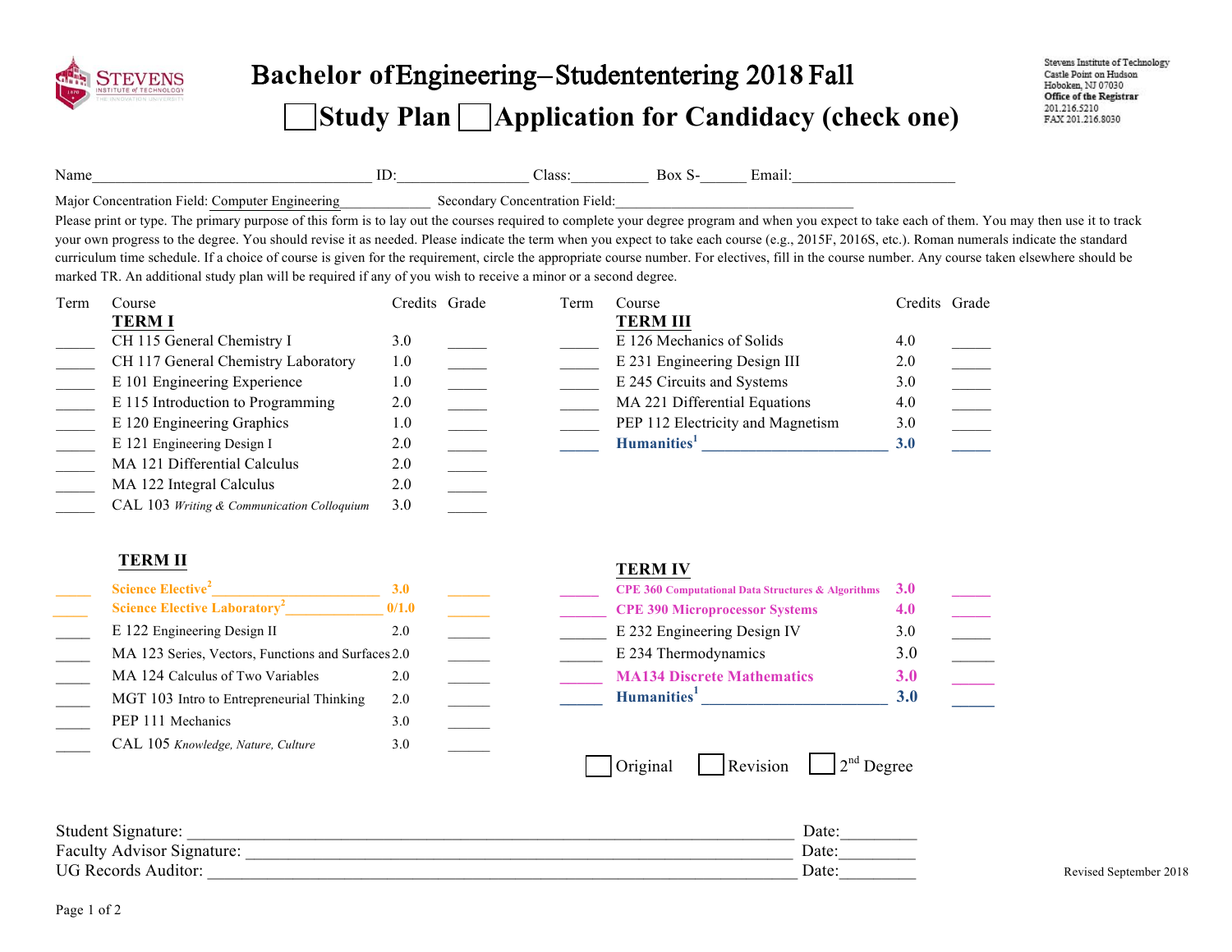STEVENS INSTITUTE of TECHNOLOGY

# Bachelor of Engineering – Student entering 2018 Fall

## ☐ Study Plan ☐ Application for Candidacy (check one)

Stevens Institute of Technology
Castle Point on Hudson
Hoboken, NJ 07030
Office of the Registrar
201.216.5210
FAX 201.216.8030

Name___________________________________ ID:________________ Class:__________ Box S-______ Email:____________________

Major Concentration Field: Computer Engineering_____________ Secondary Concentration Field:________________________________

Please print or type. The primary purpose of this form is to lay out the courses required to complete your degree program and when you expect to take each of them. You may then use it to track your own progress to the degree. You should revise it as needed. Please indicate the term when you expect to take each course (e.g., 2015F, 2016S, etc.). Roman numerals indicate the standard curriculum time schedule. If a choice of course is given for the requirement, circle the appropriate course number. For electives, fill in the course number. Any course taken elsewhere should be marked TR. An additional study plan will be required if any of you wish to receive a minor or a second degree.

| Term | Course | Credits | Grade |
|---|---|---|---|
| | **TERM I** | | |
| _____ | CH 115 General Chemistry I | 3.0 | _____ |
| _____ | CH 117 General Chemistry Laboratory | 1.0 | _____ |
| _____ | E 101 Engineering Experience | 1.0 | _____ |
| _____ | E 115 Introduction to Programming | 2.0 | _____ |
| _____ | E 120 Engineering Graphics | 1.0 | _____ |
| _____ | E 121 Engineering Design I | 2.0 | _____ |
| _____ | MA 121 Differential Calculus | 2.0 | _____ |
| _____ | MA 122 Integral Calculus | 2.0 | _____ |
| _____ | CAL 103 *Writing & Communication Colloquium* | 3.0 | _____ |
| | **TERM II** | | |
| _____ | **Science Elective[2]** ______________________ | **3.0** | _____ |
| _____ | **Science Elective Laboratory[2]** _____________ | **0/1.0** | _____ |
| _____ | E 122 Engineering Design II | 2.0 | _____ |
| _____ | MA 123 Series, Vectors, Functions and Surfaces | 2.0 | _____ |
| _____ | MA 124 Calculus of Two Variables | 2.0 | _____ |
| _____ | MGT 103 Intro to Entrepreneurial Thinking | 2.0 | _____ |
| _____ | PEP 111 Mechanics | 3.0 | _____ |
| _____ | CAL 105 *Knowledge, Nature, Culture* | 3.0 | _____ |

| Term | Course | Credits | Grade |
|---|---|---|---|
| | **TERM III** | | |
| _____ | E 126 Mechanics of Solids | 4.0 | _____ |
| _____ | E 231 Engineering Design III | 2.0 | _____ |
| _____ | E 245 Circuits and Systems | 3.0 | _____ |
| _____ | MA 221 Differential Equations | 4.0 | _____ |
| _____ | PEP 112 Electricity and Magnetism | 3.0 | _____ |
| _____ | **Humanities[1]** ______________________ | **3.0** | _____ |
| | **TERM IV** | | |
| _____ | **CPE 360 Computational Data Structures & Algorithms** | **3.0** | _____ |
| _____ | **CPE 390 Microprocessor Systems** | **4.0** | _____ |
| _____ | E 232 Engineering Design IV | 3.0 | _____ |
| _____ | E 234 Thermodynamics | 3.0 | _____ |
| _____ | **MA134 Discrete Mathematics** | **3.0** | _____ |
| _____ | **Humanities[1]** ______________________ | **3.0** | _____ |

☐ Original ☐ Revision ☐ 2nd Degree

Student Signature: ______________________________________________________________ Date:_________

Faculty Advisor Signature: _______________________________________________________ Date:_________

UG Records Auditor: _____________________________________________________________ Date:_________

Revised September 2018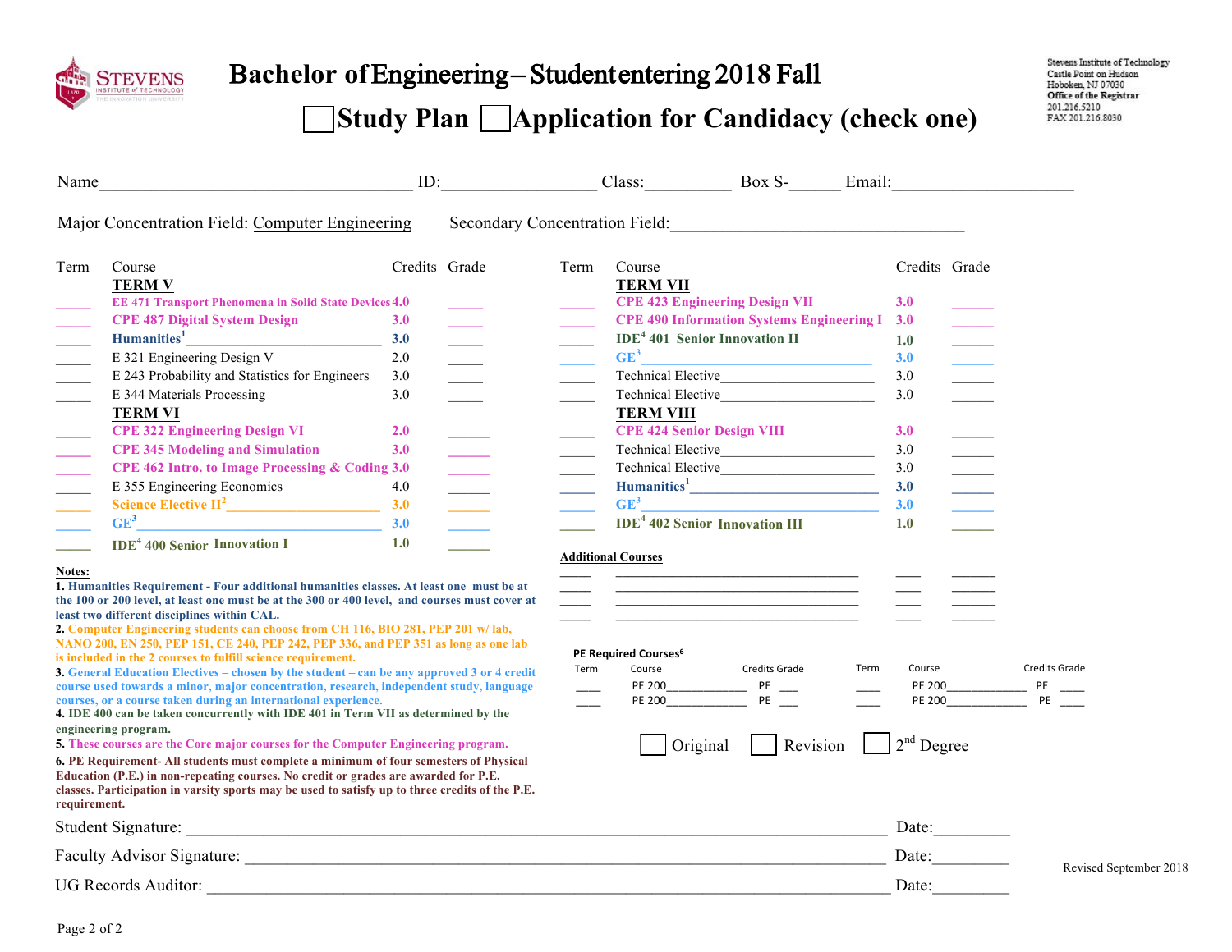# Bachelor of Engineering – Student entering 2018 Fall

☐ Study Plan ☐ Application for Candidacy (check one)

Stevens Institute of Technology
Castle Point on Hudson
Hoboken, NJ 07030
Office of the Registrar
201.216.5210
FAX 201.216.8030

Name____________________________________ ID:__________________ Class:__________ Box S-______ Email:_____________________

Major Concentration Field: Computer Engineering Secondary Concentration Field:____________________________________

| Term | Course | Credits | Grade |
|---|---|---|---|
| | **TERM V** | | |
| _____ | EE 471 Transport Phenomena in Solid State Devices | 4.0 | _____ |
| _____ | CPE 487 Digital System Design | 3.0 | _____ |
| _____ | Humanities[1]___________________________ | 3.0 | _____ |
| _____ | E 321 Engineering Design V | 2.0 | _____ |
| _____ | E 243 Probability and Statistics for Engineers | 3.0 | _____ |
| _____ | E 344 Materials Processing | 3.0 | _____ |
| | **TERM VI** | | |
| _____ | CPE 322 Engineering Design VI | 2.0 | _____ |
| _____ | CPE 345 Modeling and Simulation | 3.0 | _____ |
| _____ | CPE 462 Intro. to Image Processing & Coding | 3.0 | _____ |
| _____ | E 355 Engineering Economics | 4.0 | _____ |
| _____ | Science Elective II[2]______________________ | 3.0 | _____ |
| _____ | GE[3]___________________________________ | 3.0 | _____ |
| _____ | IDE[4] 400 Senior Innovation I | 1.0 | _____ |

| Term | Course | Credits | Grade |
|---|---|---|---|
| | **TERM VII** | | |
| _____ | CPE 423 Engineering Design VII | 3.0 | _____ |
| _____ | CPE 490 Information Systems Engineering I | 3.0 | _____ |
| _____ | IDE[4] 401 Senior Innovation II | 1.0 | _____ |
| _____ | GE[3]___________________________________ | 3.0 | _____ |
| _____ | Technical Elective______________________ | 3.0 | _____ |
| _____ | Technical Elective______________________ | 3.0 | _____ |
| | **TERM VIII** | | |
| _____ | CPE 424 Senior Design VIII | 3.0 | _____ |
| _____ | Technical Elective______________________ | 3.0 | _____ |
| _____ | Technical Elective______________________ | 3.0 | _____ |
| _____ | Humanities[1]___________________________ | 3.0 | _____ |
| _____ | GE[3]___________________________________ | 3.0 | _____ |
| _____ | IDE[4] 402 Senior Innovation III | 1.0 | _____ |

**Additional Courses**

| | | | |
|---|---|---|---|
| ____ | ________________________________ | ____ | ______ |
| ____ | ________________________________ | ____ | ______ |
| ____ | ________________________________ | ____ | ______ |
| ____ | ________________________________ | ____ | ______ |

**PE Required Courses[6]**

| Term | Course | Credits Grade | Term | Course | Credits Grade |
|---|---|---|---|---|---|
| ____ | PE 200____________ | PE ___ | ____ | PE 200____________ | PE ___ |
| ____ | PE 200____________ | PE ___ | ____ | PE 200____________ | PE ___ |

☐ Original ☐ Revision ☐ 2nd Degree

**Notes:**

1. Humanities Requirement - Four additional humanities classes. At least one must be at the 100 or 200 level, at least one must be at the 300 or 400 level, and courses must cover at least two different disciplines within CAL.
2. Computer Engineering students can choose from CH 116, BIO 281, PEP 201 w/ lab, NANO 200, EN 250, PEP 151, CE 240, PEP 242, PEP 336, and PEP 351 as long as one lab is included in the 2 courses to fulfill science requirement.
3. General Education Electives – chosen by the student – can be any approved 3 or 4 credit course used towards a minor, major concentration, research, independent study, language courses, or a course taken during an international experience.
4. IDE 400 can be taken concurrently with IDE 401 in Term VII as determined by the engineering program.
5. These courses are the Core major courses for the Computer Engineering program.
6. PE Requirement- All students must complete a minimum of four semesters of Physical Education (P.E.) in non-repeating courses. No credit or grades are awarded for P.E. classes. Participation in varsity sports may be used to satisfy up to three credits of the P.E. requirement.

Student Signature: ____________________________________________________________ Date:_________

Faculty Advisor Signature: _____________________________________________________ Date:_________

UG Records Auditor: __________________________________________________________ Date:_________

Revised September 2018